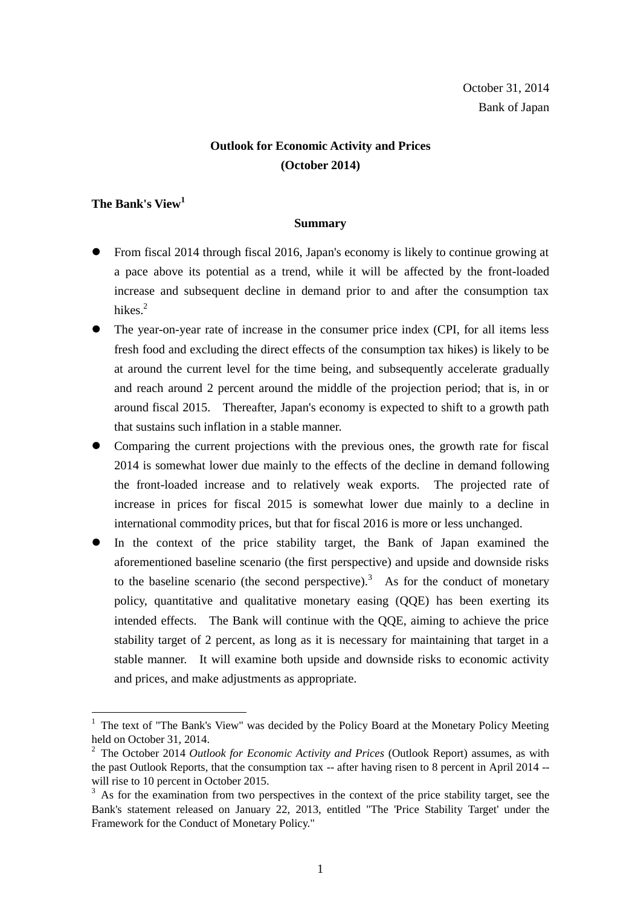October 31, 2014

Bank of Japan

# Outlook for Economic Activity and Prices (October 2014)

## The Bank's View[1]

### Summary

- From fiscal 2014 through fiscal 2016, Japan's economy is likely to continue growing at a pace above its potential as a trend, while it will be affected by the front-loaded increase and subsequent decline in demand prior to and after the consumption tax hikes.[2]
- The year-on-year rate of increase in the consumer price index (CPI, for all items less fresh food and excluding the direct effects of the consumption tax hikes) is likely to be at around the current level for the time being, and subsequently accelerate gradually and reach around 2 percent around the middle of the projection period; that is, in or around fiscal 2015. Thereafter, Japan's economy is expected to shift to a growth path that sustains such inflation in a stable manner.
- Comparing the current projections with the previous ones, the growth rate for fiscal 2014 is somewhat lower due mainly to the effects of the decline in demand following the front-loaded increase and to relatively weak exports. The projected rate of increase in prices for fiscal 2015 is somewhat lower due mainly to a decline in international commodity prices, but that for fiscal 2016 is more or less unchanged.
- In the context of the price stability target, the Bank of Japan examined the aforementioned baseline scenario (the first perspective) and upside and downside risks to the baseline scenario (the second perspective).[3] As for the conduct of monetary policy, quantitative and qualitative monetary easing (QQE) has been exerting its intended effects. The Bank will continue with the QQE, aiming to achieve the price stability target of 2 percent, as long as it is necessary for maintaining that target in a stable manner. It will examine both upside and downside risks to economic activity and prices, and make adjustments as appropriate.

---

[1] The text of "The Bank's View" was decided by the Policy Board at the Monetary Policy Meeting held on October 31, 2014.

[2] The October 2014 *Outlook for Economic Activity and Prices* (Outlook Report) assumes, as with the past Outlook Reports, that the consumption tax -- after having risen to 8 percent in April 2014 -- will rise to 10 percent in October 2015.

[3] As for the examination from two perspectives in the context of the price stability target, see the Bank's statement released on January 22, 2013, entitled "The 'Price Stability Target' under the Framework for the Conduct of Monetary Policy."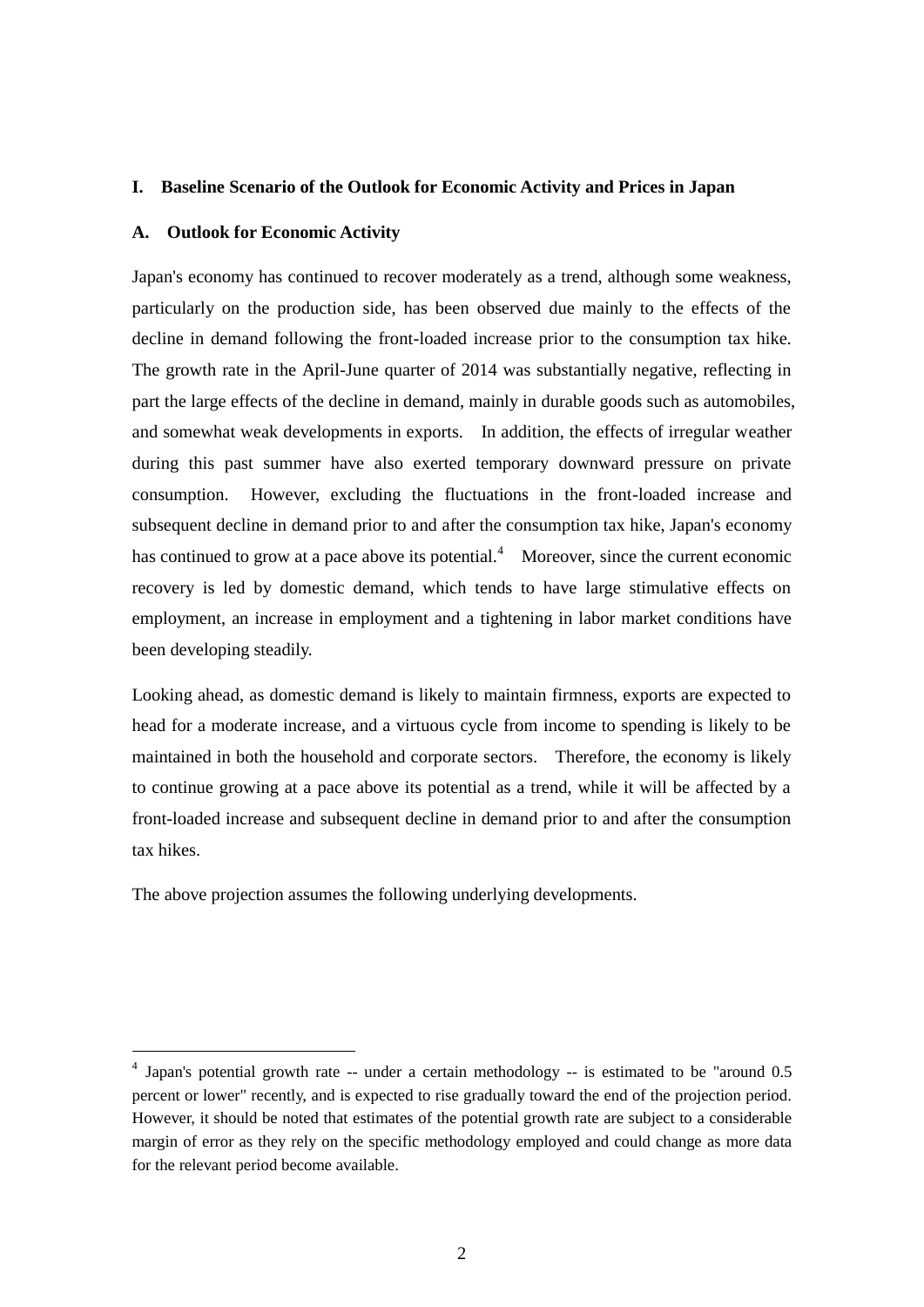## I. Baseline Scenario of the Outlook for Economic Activity and Prices in Japan

### A. Outlook for Economic Activity

Japan's economy has continued to recover moderately as a trend, although some weakness, particularly on the production side, has been observed due mainly to the effects of the decline in demand following the front-loaded increase prior to the consumption tax hike. The growth rate in the April-June quarter of 2014 was substantially negative, reflecting in part the large effects of the decline in demand, mainly in durable goods such as automobiles, and somewhat weak developments in exports. In addition, the effects of irregular weather during this past summer have also exerted temporary downward pressure on private consumption. However, excluding the fluctuations in the front-loaded increase and subsequent decline in demand prior to and after the consumption tax hike, Japan's economy has continued to grow at a pace above its potential.[4] Moreover, since the current economic recovery is led by domestic demand, which tends to have large stimulative effects on employment, an increase in employment and a tightening in labor market conditions have been developing steadily.

Looking ahead, as domestic demand is likely to maintain firmness, exports are expected to head for a moderate increase, and a virtuous cycle from income to spending is likely to be maintained in both the household and corporate sectors. Therefore, the economy is likely to continue growing at a pace above its potential as a trend, while it will be affected by a front-loaded increase and subsequent decline in demand prior to and after the consumption tax hikes.

The above projection assumes the following underlying developments.

---

[4] Japan's potential growth rate -- under a certain methodology -- is estimated to be "around 0.5 percent or lower" recently, and is expected to rise gradually toward the end of the projection period. However, it should be noted that estimates of the potential growth rate are subject to a considerable margin of error as they rely on the specific methodology employed and could change as more data for the relevant period become available.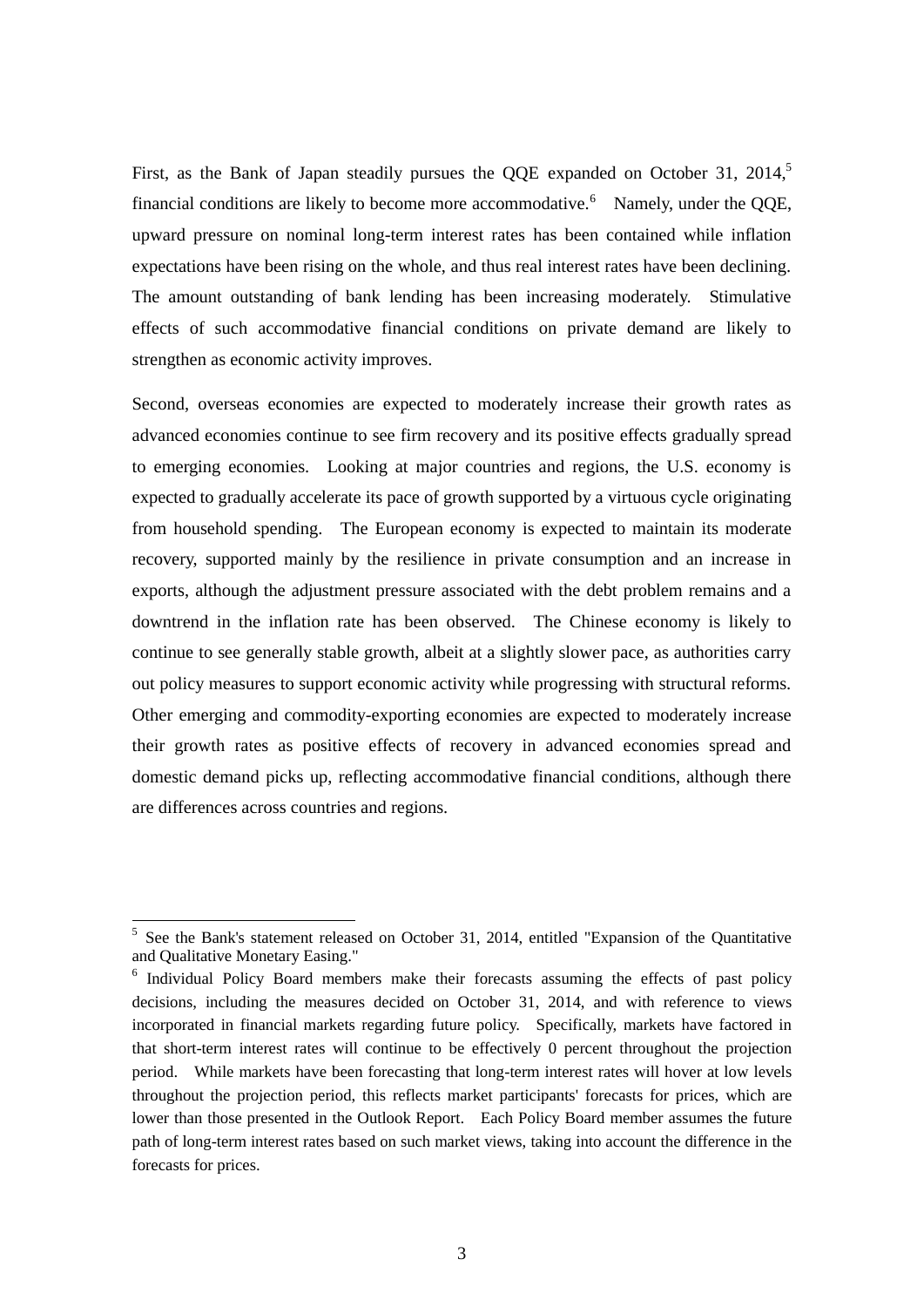First, as the Bank of Japan steadily pursues the QQE expanded on October 31, 2014,[5] financial conditions are likely to become more accommodative.[6] Namely, under the QQE, upward pressure on nominal long-term interest rates has been contained while inflation expectations have been rising on the whole, and thus real interest rates have been declining. The amount outstanding of bank lending has been increasing moderately. Stimulative effects of such accommodative financial conditions on private demand are likely to strengthen as economic activity improves.

Second, overseas economies are expected to moderately increase their growth rates as advanced economies continue to see firm recovery and its positive effects gradually spread to emerging economies. Looking at major countries and regions, the U.S. economy is expected to gradually accelerate its pace of growth supported by a virtuous cycle originating from household spending. The European economy is expected to maintain its moderate recovery, supported mainly by the resilience in private consumption and an increase in exports, although the adjustment pressure associated with the debt problem remains and a downtrend in the inflation rate has been observed. The Chinese economy is likely to continue to see generally stable growth, albeit at a slightly slower pace, as authorities carry out policy measures to support economic activity while progressing with structural reforms. Other emerging and commodity-exporting economies are expected to moderately increase their growth rates as positive effects of recovery in advanced economies spread and domestic demand picks up, reflecting accommodative financial conditions, although there are differences across countries and regions.

---

[5] See the Bank's statement released on October 31, 2014, entitled "Expansion of the Quantitative and Qualitative Monetary Easing."

[6] Individual Policy Board members make their forecasts assuming the effects of past policy decisions, including the measures decided on October 31, 2014, and with reference to views incorporated in financial markets regarding future policy. Specifically, markets have factored in that short-term interest rates will continue to be effectively 0 percent throughout the projection period. While markets have been forecasting that long-term interest rates will hover at low levels throughout the projection period, this reflects market participants' forecasts for prices, which are lower than those presented in the Outlook Report. Each Policy Board member assumes the future path of long-term interest rates based on such market views, taking into account the difference in the forecasts for prices.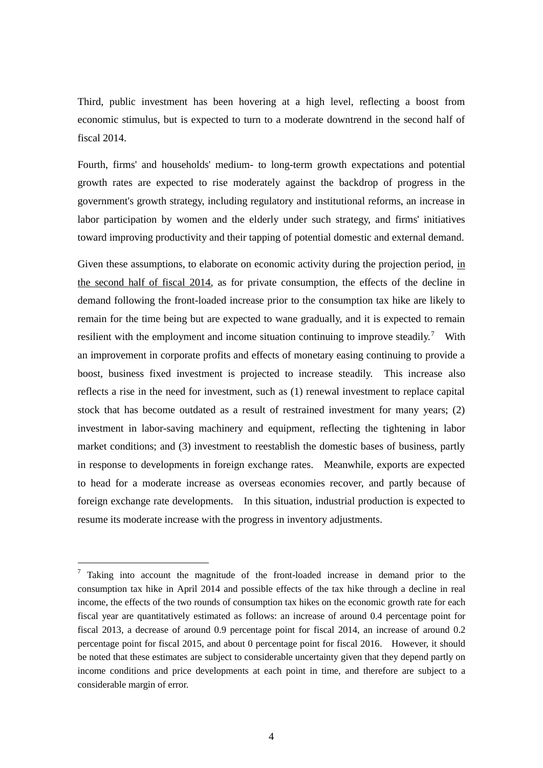Third, public investment has been hovering at a high level, reflecting a boost from economic stimulus, but is expected to turn to a moderate downtrend in the second half of fiscal 2014.

Fourth, firms' and households' medium- to long-term growth expectations and potential growth rates are expected to rise moderately against the backdrop of progress in the government's growth strategy, including regulatory and institutional reforms, an increase in labor participation by women and the elderly under such strategy, and firms' initiatives toward improving productivity and their tapping of potential domestic and external demand.

Given these assumptions, to elaborate on economic activity during the projection period, <u>in the second half of fiscal 2014</u>, as for private consumption, the effects of the decline in demand following the front-loaded increase prior to the consumption tax hike are likely to remain for the time being but are expected to wane gradually, and it is expected to remain resilient with the employment and income situation continuing to improve steadily.[7] With an improvement in corporate profits and effects of monetary easing continuing to provide a boost, business fixed investment is projected to increase steadily. This increase also reflects a rise in the need for investment, such as (1) renewal investment to replace capital stock that has become outdated as a result of restrained investment for many years; (2) investment in labor-saving machinery and equipment, reflecting the tightening in labor market conditions; and (3) investment to reestablish the domestic bases of business, partly in response to developments in foreign exchange rates. Meanwhile, exports are expected to head for a moderate increase as overseas economies recover, and partly because of foreign exchange rate developments. In this situation, industrial production is expected to resume its moderate increase with the progress in inventory adjustments.

---

[7] Taking into account the magnitude of the front-loaded increase in demand prior to the consumption tax hike in April 2014 and possible effects of the tax hike through a decline in real income, the effects of the two rounds of consumption tax hikes on the economic growth rate for each fiscal year are quantitatively estimated as follows: an increase of around 0.4 percentage point for fiscal 2013, a decrease of around 0.9 percentage point for fiscal 2014, an increase of around 0.2 percentage point for fiscal 2015, and about 0 percentage point for fiscal 2016. However, it should be noted that these estimates are subject to considerable uncertainty given that they depend partly on income conditions and price developments at each point in time, and therefore are subject to a considerable margin of error.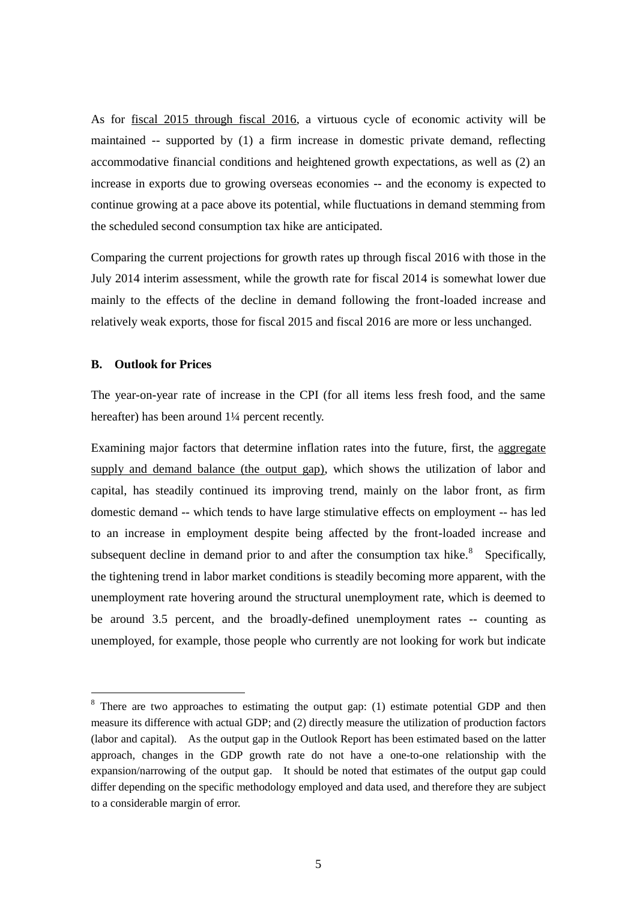As for fiscal 2015 through fiscal 2016, a virtuous cycle of economic activity will be maintained -- supported by (1) a firm increase in domestic private demand, reflecting accommodative financial conditions and heightened growth expectations, as well as (2) an increase in exports due to growing overseas economies -- and the economy is expected to continue growing at a pace above its potential, while fluctuations in demand stemming from the scheduled second consumption tax hike are anticipated.

Comparing the current projections for growth rates up through fiscal 2016 with those in the July 2014 interim assessment, while the growth rate for fiscal 2014 is somewhat lower due mainly to the effects of the decline in demand following the front-loaded increase and relatively weak exports, those for fiscal 2015 and fiscal 2016 are more or less unchanged.

### B. Outlook for Prices

The year-on-year rate of increase in the CPI (for all items less fresh food, and the same hereafter) has been around 1¼ percent recently.

Examining major factors that determine inflation rates into the future, first, the aggregate supply and demand balance (the output gap), which shows the utilization of labor and capital, has steadily continued its improving trend, mainly on the labor front, as firm domestic demand -- which tends to have large stimulative effects on employment -- has led to an increase in employment despite being affected by the front-loaded increase and subsequent decline in demand prior to and after the consumption tax hike.[8] Specifically, the tightening trend in labor market conditions is steadily becoming more apparent, with the unemployment rate hovering around the structural unemployment rate, which is deemed to be around 3.5 percent, and the broadly-defined unemployment rates -- counting as unemployed, for example, those people who currently are not looking for work but indicate

---

[8] There are two approaches to estimating the output gap: (1) estimate potential GDP and then measure its difference with actual GDP; and (2) directly measure the utilization of production factors (labor and capital). As the output gap in the Outlook Report has been estimated based on the latter approach, changes in the GDP growth rate do not have a one-to-one relationship with the expansion/narrowing of the output gap. It should be noted that estimates of the output gap could differ depending on the specific methodology employed and data used, and therefore they are subject to a considerable margin of error.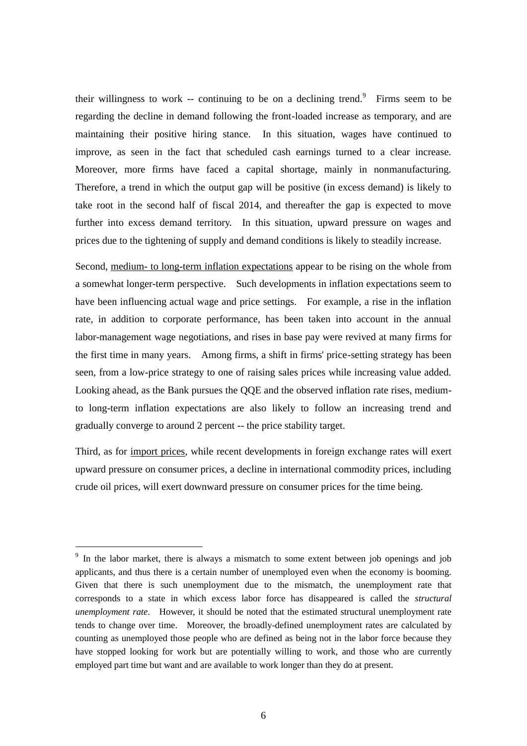their willingness to work -- continuing to be on a declining trend.[9] Firms seem to be regarding the decline in demand following the front-loaded increase as temporary, and are maintaining their positive hiring stance. In this situation, wages have continued to improve, as seen in the fact that scheduled cash earnings turned to a clear increase. Moreover, more firms have faced a capital shortage, mainly in nonmanufacturing. Therefore, a trend in which the output gap will be positive (in excess demand) is likely to take root in the second half of fiscal 2014, and thereafter the gap is expected to move further into excess demand territory. In this situation, upward pressure on wages and prices due to the tightening of supply and demand conditions is likely to steadily increase.

Second, medium- to long-term inflation expectations appear to be rising on the whole from a somewhat longer-term perspective. Such developments in inflation expectations seem to have been influencing actual wage and price settings. For example, a rise in the inflation rate, in addition to corporate performance, has been taken into account in the annual labor-management wage negotiations, and rises in base pay were revived at many firms for the first time in many years. Among firms, a shift in firms' price-setting strategy has been seen, from a low-price strategy to one of raising sales prices while increasing value added. Looking ahead, as the Bank pursues the QQE and the observed inflation rate rises, medium- to long-term inflation expectations are also likely to follow an increasing trend and gradually converge to around 2 percent -- the price stability target.

Third, as for import prices, while recent developments in foreign exchange rates will exert upward pressure on consumer prices, a decline in international commodity prices, including crude oil prices, will exert downward pressure on consumer prices for the time being.

---

[9] In the labor market, there is always a mismatch to some extent between job openings and job applicants, and thus there is a certain number of unemployed even when the economy is booming. Given that there is such unemployment due to the mismatch, the unemployment rate that corresponds to a state in which excess labor force has disappeared is called the *structural unemployment rate*. However, it should be noted that the estimated structural unemployment rate tends to change over time. Moreover, the broadly-defined unemployment rates are calculated by counting as unemployed those people who are defined as being not in the labor force because they have stopped looking for work but are potentially willing to work, and those who are currently employed part time but want and are available to work longer than they do at present.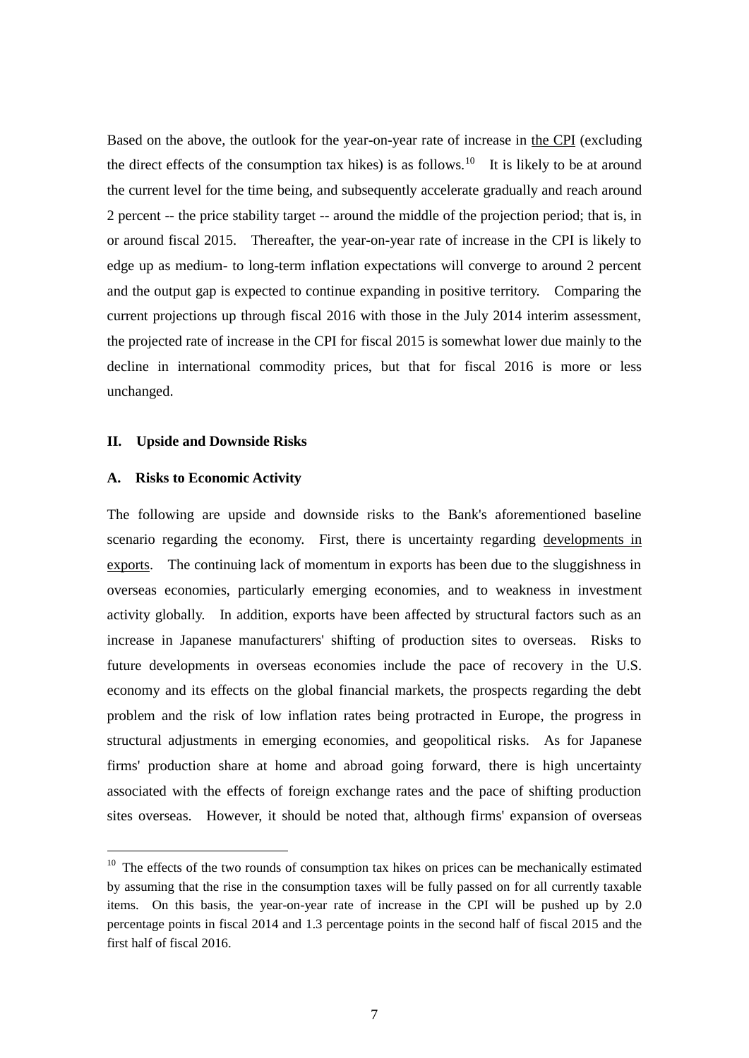Based on the above, the outlook for the year-on-year rate of increase in the CPI (excluding the direct effects of the consumption tax hikes) is as follows.[10] It is likely to be at around the current level for the time being, and subsequently accelerate gradually and reach around 2 percent -- the price stability target -- around the middle of the projection period; that is, in or around fiscal 2015. Thereafter, the year-on-year rate of increase in the CPI is likely to edge up as medium- to long-term inflation expectations will converge to around 2 percent and the output gap is expected to continue expanding in positive territory. Comparing the current projections up through fiscal 2016 with those in the July 2014 interim assessment, the projected rate of increase in the CPI for fiscal 2015 is somewhat lower due mainly to the decline in international commodity prices, but that for fiscal 2016 is more or less unchanged.

## II. Upside and Downside Risks

### A. Risks to Economic Activity

The following are upside and downside risks to the Bank's aforementioned baseline scenario regarding the economy. First, there is uncertainty regarding developments in exports. The continuing lack of momentum in exports has been due to the sluggishness in overseas economies, particularly emerging economies, and to weakness in investment activity globally. In addition, exports have been affected by structural factors such as an increase in Japanese manufacturers' shifting of production sites to overseas. Risks to future developments in overseas economies include the pace of recovery in the U.S. economy and its effects on the global financial markets, the prospects regarding the debt problem and the risk of low inflation rates being protracted in Europe, the progress in structural adjustments in emerging economies, and geopolitical risks. As for Japanese firms' production share at home and abroad going forward, there is high uncertainty associated with the effects of foreign exchange rates and the pace of shifting production sites overseas. However, it should be noted that, although firms' expansion of overseas

---

[10] The effects of the two rounds of consumption tax hikes on prices can be mechanically estimated by assuming that the rise in the consumption taxes will be fully passed on for all currently taxable items. On this basis, the year-on-year rate of increase in the CPI will be pushed up by 2.0 percentage points in fiscal 2014 and 1.3 percentage points in the second half of fiscal 2015 and the first half of fiscal 2016.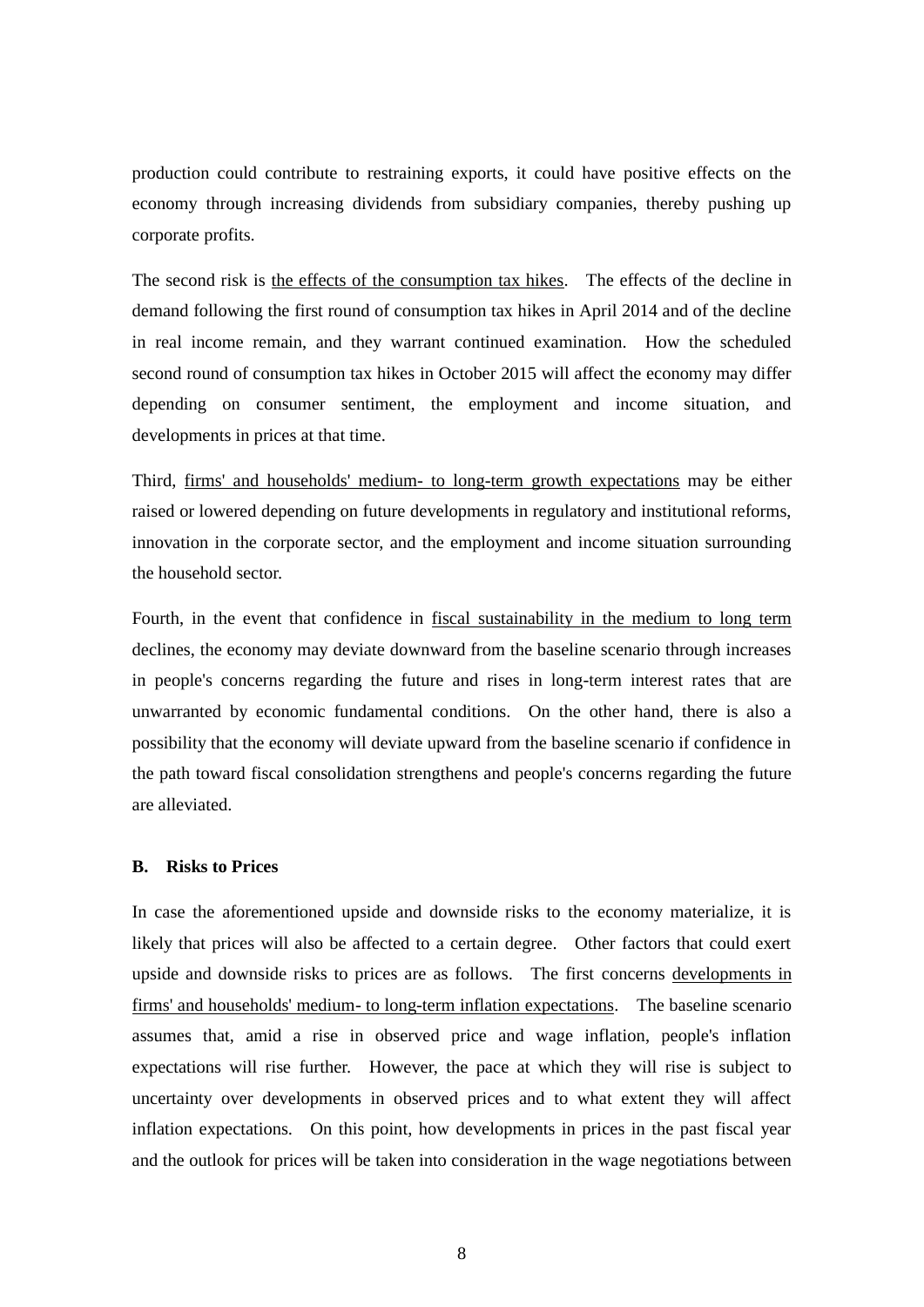production could contribute to restraining exports, it could have positive effects on the economy through increasing dividends from subsidiary companies, thereby pushing up corporate profits.

The second risk is <u>the effects of the consumption tax hikes</u>. The effects of the decline in demand following the first round of consumption tax hikes in April 2014 and of the decline in real income remain, and they warrant continued examination. How the scheduled second round of consumption tax hikes in October 2015 will affect the economy may differ depending on consumer sentiment, the employment and income situation, and developments in prices at that time.

Third, <u>firms' and households' medium- to long-term growth expectations</u> may be either raised or lowered depending on future developments in regulatory and institutional reforms, innovation in the corporate sector, and the employment and income situation surrounding the household sector.

Fourth, in the event that confidence in <u>fiscal sustainability in the medium to long term</u> declines, the economy may deviate downward from the baseline scenario through increases in people's concerns regarding the future and rises in long-term interest rates that are unwarranted by economic fundamental conditions. On the other hand, there is also a possibility that the economy will deviate upward from the baseline scenario if confidence in the path toward fiscal consolidation strengthens and people's concerns regarding the future are alleviated.

### B. Risks to Prices

In case the aforementioned upside and downside risks to the economy materialize, it is likely that prices will also be affected to a certain degree. Other factors that could exert upside and downside risks to prices are as follows. The first concerns <u>developments in firms' and households' medium- to long-term inflation expectations</u>. The baseline scenario assumes that, amid a rise in observed price and wage inflation, people's inflation expectations will rise further. However, the pace at which they will rise is subject to uncertainty over developments in observed prices and to what extent they will affect inflation expectations. On this point, how developments in prices in the past fiscal year and the outlook for prices will be taken into consideration in the wage negotiations between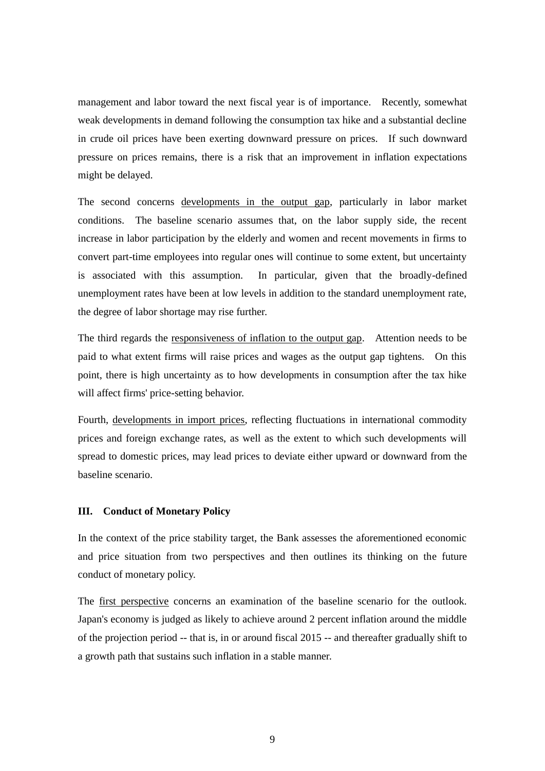management and labor toward the next fiscal year is of importance. Recently, somewhat weak developments in demand following the consumption tax hike and a substantial decline in crude oil prices have been exerting downward pressure on prices. If such downward pressure on prices remains, there is a risk that an improvement in inflation expectations might be delayed.

The second concerns <u>developments in the output gap</u>, particularly in labor market conditions. The baseline scenario assumes that, on the labor supply side, the recent increase in labor participation by the elderly and women and recent movements in firms to convert part-time employees into regular ones will continue to some extent, but uncertainty is associated with this assumption. In particular, given that the broadly-defined unemployment rates have been at low levels in addition to the standard unemployment rate, the degree of labor shortage may rise further.

The third regards the <u>responsiveness of inflation to the output gap</u>. Attention needs to be paid to what extent firms will raise prices and wages as the output gap tightens. On this point, there is high uncertainty as to how developments in consumption after the tax hike will affect firms' price-setting behavior.

Fourth, <u>developments in import prices</u>, reflecting fluctuations in international commodity prices and foreign exchange rates, as well as the extent to which such developments will spread to domestic prices, may lead prices to deviate either upward or downward from the baseline scenario.

### III. Conduct of Monetary Policy

In the context of the price stability target, the Bank assesses the aforementioned economic and price situation from two perspectives and then outlines its thinking on the future conduct of monetary policy.

The <u>first perspective</u> concerns an examination of the baseline scenario for the outlook. Japan's economy is judged as likely to achieve around 2 percent inflation around the middle of the projection period -- that is, in or around fiscal 2015 -- and thereafter gradually shift to a growth path that sustains such inflation in a stable manner.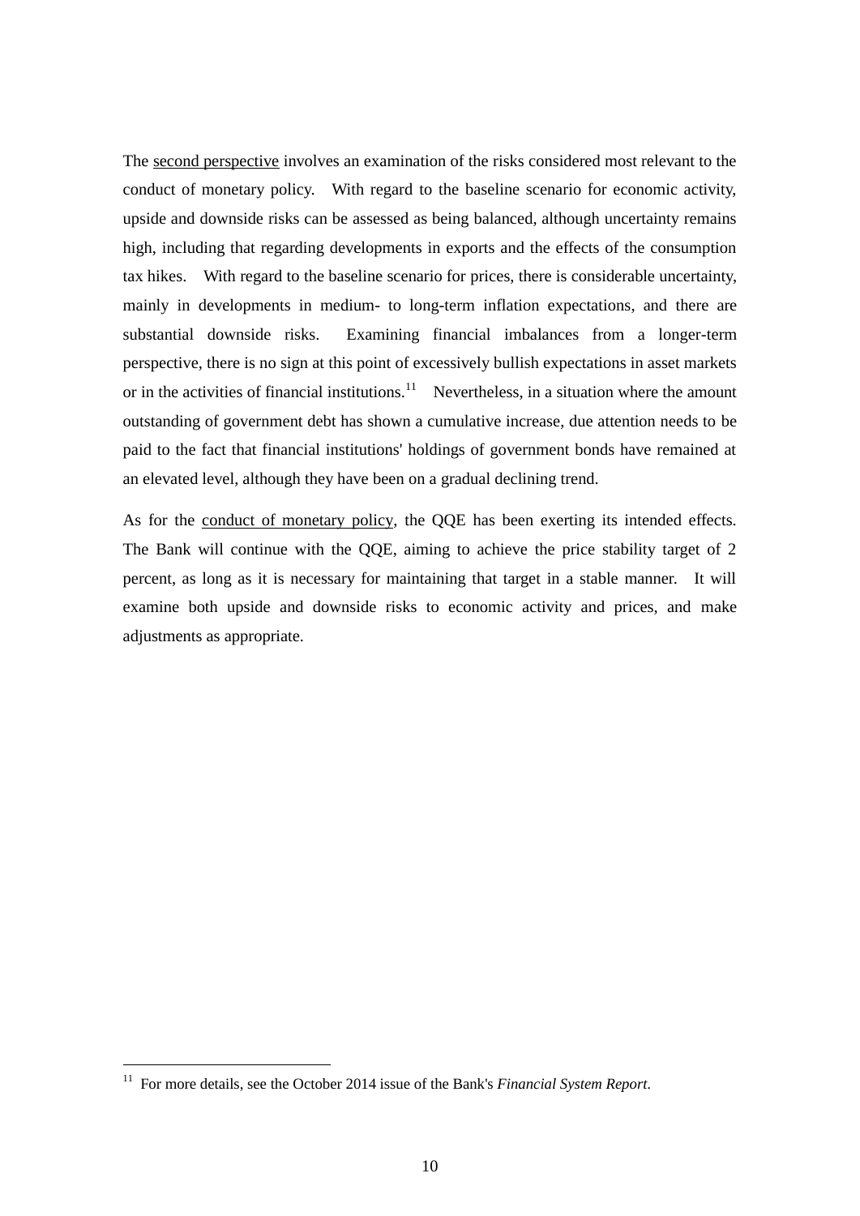The second perspective involves an examination of the risks considered most relevant to the conduct of monetary policy. With regard to the baseline scenario for economic activity, upside and downside risks can be assessed as being balanced, although uncertainty remains high, including that regarding developments in exports and the effects of the consumption tax hikes. With regard to the baseline scenario for prices, there is considerable uncertainty, mainly in developments in medium- to long-term inflation expectations, and there are substantial downside risks. Examining financial imbalances from a longer-term perspective, there is no sign at this point of excessively bullish expectations in asset markets or in the activities of financial institutions.[11] Nevertheless, in a situation where the amount outstanding of government debt has shown a cumulative increase, due attention needs to be paid to the fact that financial institutions' holdings of government bonds have remained at an elevated level, although they have been on a gradual declining trend.

As for the conduct of monetary policy, the QQE has been exerting its intended effects. The Bank will continue with the QQE, aiming to achieve the price stability target of 2 percent, as long as it is necessary for maintaining that target in a stable manner. It will examine both upside and downside risks to economic activity and prices, and make adjustments as appropriate.

---

[11] For more details, see the October 2014 issue of the Bank's *Financial System Report*.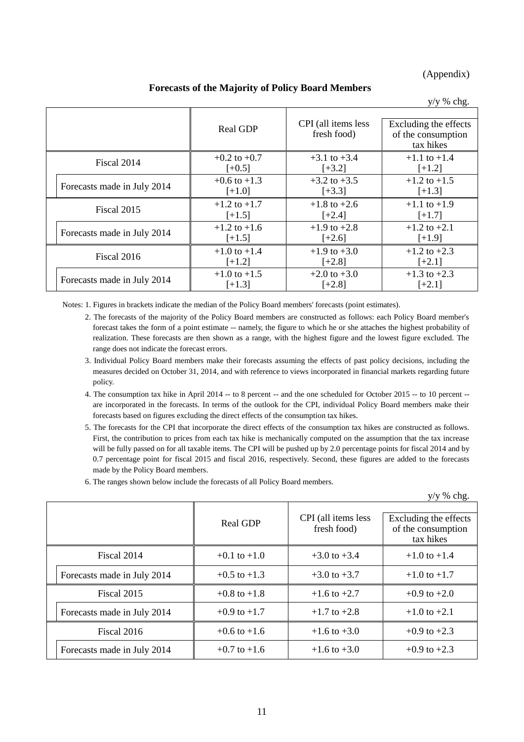(Appendix)

## Forecasts of the Majority of Policy Board Members

y/y % chg.

| | Real GDP | CPI (all items less fresh food) | Excluding the effects of the consumption tax hikes |
|---|---|---|---|
| Fiscal 2014 | +0.2 to +0.7 [+0.5] | +3.1 to +3.4 [+3.2] | +1.1 to +1.4 [+1.2] |
| Forecasts made in July 2014 | +0.6 to +1.3 [+1.0] | +3.2 to +3.5 [+3.3] | +1.2 to +1.5 [+1.3] |
| Fiscal 2015 | +1.2 to +1.7 [+1.5] | +1.8 to +2.6 [+2.4] | +1.1 to +1.9 [+1.7] |
| Forecasts made in July 2014 | +1.2 to +1.6 [+1.5] | +1.9 to +2.8 [+2.6] | +1.2 to +2.1 [+1.9] |
| Fiscal 2016 | +1.0 to +1.4 [+1.2] | +1.9 to +3.0 [+2.8] | +1.2 to +2.3 [+2.1] |
| Forecasts made in July 2014 | +1.0 to +1.5 [+1.3] | +2.0 to +3.0 [+2.8] | +1.3 to +2.3 [+2.1] |

Notes: 1. Figures in brackets indicate the median of the Policy Board members' forecasts (point estimates).

2. The forecasts of the majority of the Policy Board members are constructed as follows: each Policy Board member's forecast takes the form of a point estimate -- namely, the figure to which he or she attaches the highest probability of realization. These forecasts are then shown as a range, with the highest figure and the lowest figure excluded. The range does not indicate the forecast errors.

3. Individual Policy Board members make their forecasts assuming the effects of past policy decisions, including the measures decided on October 31, 2014, and with reference to views incorporated in financial markets regarding future policy.

4. The consumption tax hike in April 2014 -- to 8 percent -- and the one scheduled for October 2015 -- to 10 percent -- are incorporated in the forecasts. In terms of the outlook for the CPI, individual Policy Board members make their forecasts based on figures excluding the direct effects of the consumption tax hikes.

5. The forecasts for the CPI that incorporate the direct effects of the consumption tax hikes are constructed as follows. First, the contribution to prices from each tax hike is mechanically computed on the assumption that the tax increase will be fully passed on for all taxable items. The CPI will be pushed up by 2.0 percentage points for fiscal 2014 and by 0.7 percentage point for fiscal 2015 and fiscal 2016, respectively. Second, these figures are added to the forecasts made by the Policy Board members.

6. The ranges shown below include the forecasts of all Policy Board members.

y/y % chg.

| | Real GDP | CPI (all items less fresh food) | Excluding the effects of the consumption tax hikes |
|---|---|---|---|
| Fiscal 2014 | +0.1 to +1.0 | +3.0 to +3.4 | +1.0 to +1.4 |
| Forecasts made in July 2014 | +0.5 to +1.3 | +3.0 to +3.7 | +1.0 to +1.7 |
| Fiscal 2015 | +0.8 to +1.8 | +1.6 to +2.7 | +0.9 to +2.0 |
| Forecasts made in July 2014 | +0.9 to +1.7 | +1.7 to +2.8 | +1.0 to +2.1 |
| Fiscal 2016 | +0.6 to +1.6 | +1.6 to +3.0 | +0.9 to +2.3 |
| Forecasts made in July 2014 | +0.7 to +1.6 | +1.6 to +3.0 | +0.9 to +2.3 |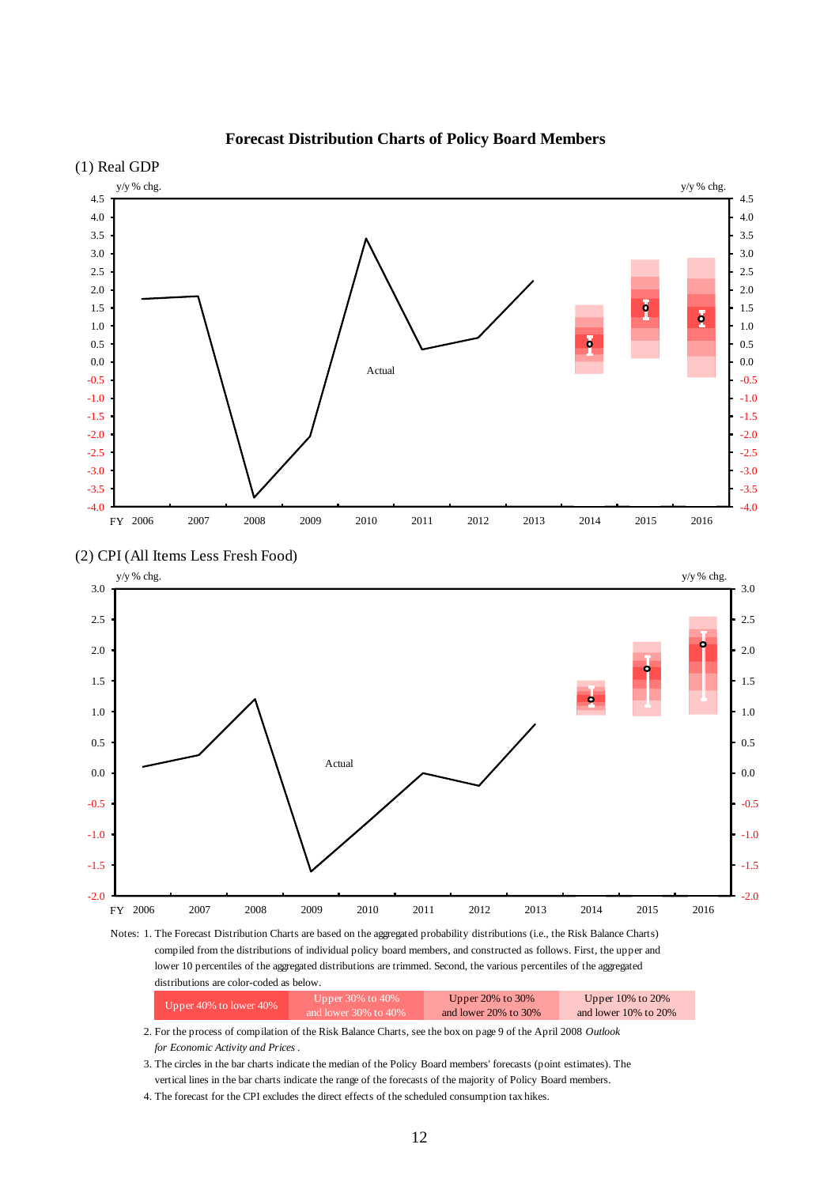# Forecast Distribution Charts of Policy Board Members

(1) Real GDP

y/y % chg.

y/y % chg.

4.5
4.0
3.5
3.0
2.5
2.0
1.5
1.0
0.5
0.0
-0.5
-1.0
-1.5
-2.0
-2.5
-3.0
-3.5
-4.0

Actual

FY 2006 2007 2008 2009 2010 2011 2012 2013 2014 2015 2016

(2) CPI (All Items Less Fresh Food)

y/y % chg.

y/y % chg.

3.0
2.5
2.0
1.5
1.0
0.5
0.0
-0.5
-1.0
-1.5
-2.0

Actual

FY 2006 2007 2008 2009 2010 2011 2012 2013 2014 2015 2016

Notes: 1. The Forecast Distribution Charts are based on the aggregated probability distributions (i.e., the Risk Balance Charts) compiled from the distributions of individual policy board members, and constructed as follows. First, the upper and lower 10 percentiles of the aggregated distributions are trimmed. Second, the various percentiles of the aggregated distributions are color-coded as below.

| Upper 40% to lower 40% | Upper 30% to 40% and lower 30% to 40% | Upper 20% to 30% and lower 20% to 30% | Upper 10% to 20% and lower 10% to 20% |
|---|---|---|---|

2. For the process of compilation of the Risk Balance Charts, see the box on page 9 of the April 2008 *Outlook for Economic Activity and Prices*.

3. The circles in the bar charts indicate the median of the Policy Board members' forecasts (point estimates). The vertical lines in the bar charts indicate the range of the forecasts of the majority of Policy Board members.

4. The forecast for the CPI excludes the direct effects of the scheduled consumption tax hikes.